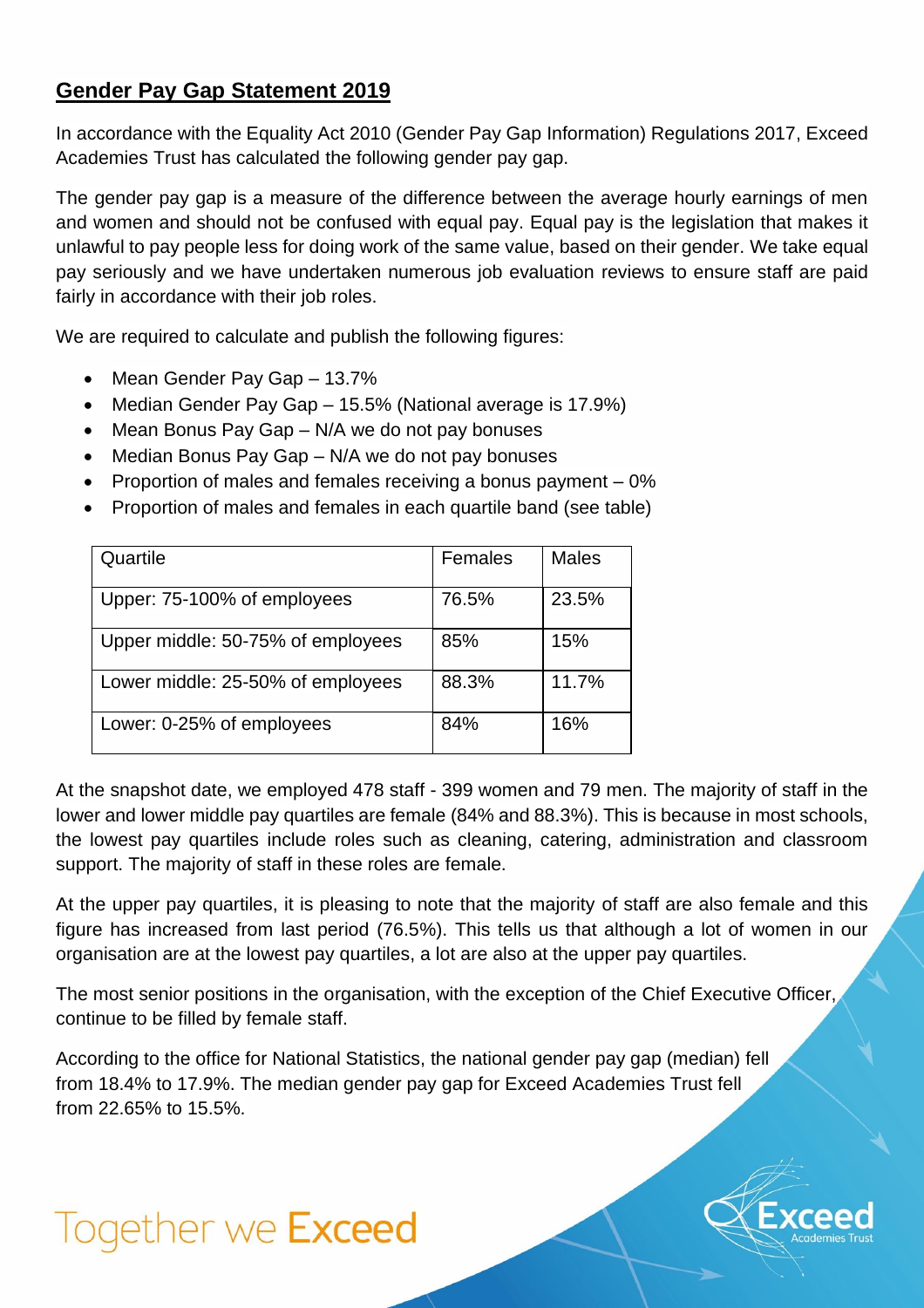## Gender Pay Gap Statement 2019

In accordance with the Equality Act 2010 (Gender Pay Gap Information) Regulations 2017, Exceed Academies Trust has calculated the following gender pay gap.

The gender pay gap is a measure of the difference between the average hourly earnings of men and women and should not be confused with equal pay. Equal pay is the legislation that makes it unlawful to pay people less for doing work of the same value, based on their gender. We take equal pay seriously and we have undertaken numerous job evaluation reviews to ensure staff are paid fairly in accordance with their job roles.

We are required to calculate and publish the following figures:

- Mean Gender Pay Gap – 13.7%
- Median Gender Pay Gap – 15.5% (National average is 17.9%)
- Mean Bonus Pay Gap – N/A we do not pay bonuses
- Median Bonus Pay Gap – N/A we do not pay bonuses
- Proportion of males and females receiving a bonus payment – 0%
- Proportion of males and females in each quartile band (see table)

| Quartile | Females | Males |
|---|---|---|
| Upper: 75-100% of employees | 76.5% | 23.5% |
| Upper middle: 50-75% of employees | 85% | 15% |
| Lower middle: 25-50% of employees | 88.3% | 11.7% |
| Lower: 0-25% of employees | 84% | 16% |

At the snapshot date, we employed 478 staff - 399 women and 79 men. The majority of staff in the lower and lower middle pay quartiles are female (84% and 88.3%). This is because in most schools, the lowest pay quartiles include roles such as cleaning, catering, administration and classroom support. The majority of staff in these roles are female.

At the upper pay quartiles, it is pleasing to note that the majority of staff are also female and this figure has increased from last period (76.5%). This tells us that although a lot of women in our organisation are at the lowest pay quartiles, a lot are also at the upper pay quartiles.

The most senior positions in the organisation, with the exception of the Chief Executive Officer, continue to be filled by female staff.

According to the office for National Statistics, the national gender pay gap (median) fell from 18.4% to 17.9%. The median gender pay gap for Exceed Academies Trust fell from 22.65% to 15.5%.

Together we **Exceed**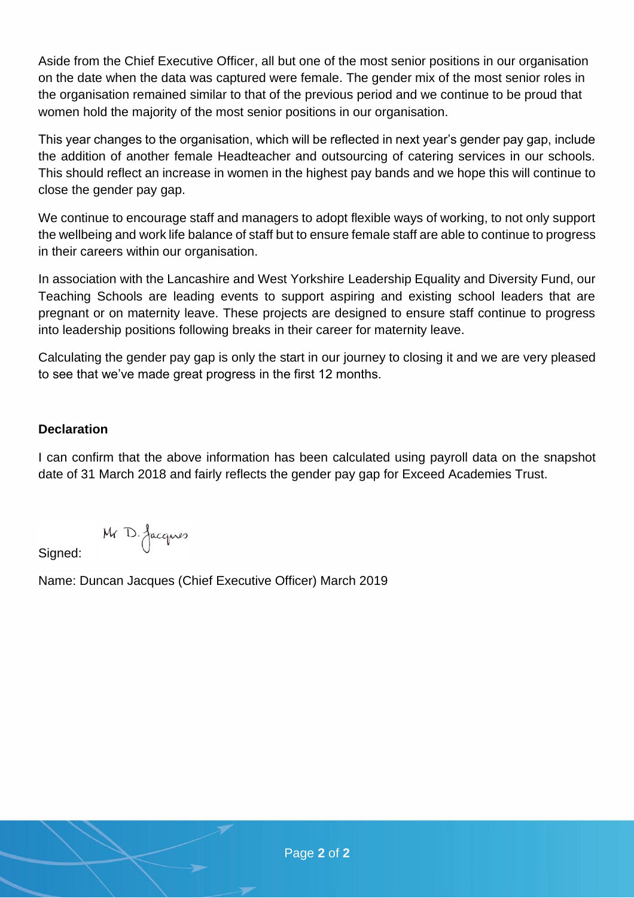Aside from the Chief Executive Officer, all but one of the most senior positions in our organisation on the date when the data was captured were female. The gender mix of the most senior roles in the organisation remained similar to that of the previous period and we continue to be proud that women hold the majority of the most senior positions in our organisation.

This year changes to the organisation, which will be reflected in next year's gender pay gap, include the addition of another female Headteacher and outsourcing of catering services in our schools. This should reflect an increase in women in the highest pay bands and we hope this will continue to close the gender pay gap.

We continue to encourage staff and managers to adopt flexible ways of working, to not only support the wellbeing and work life balance of staff but to ensure female staff are able to continue to progress in their careers within our organisation.

In association with the Lancashire and West Yorkshire Leadership Equality and Diversity Fund, our Teaching Schools are leading events to support aspiring and existing school leaders that are pregnant or on maternity leave. These projects are designed to ensure staff continue to progress into leadership positions following breaks in their career for maternity leave.

Calculating the gender pay gap is only the start in our journey to closing it and we are very pleased to see that we've made great progress in the first 12 months.

**Declaration**

I can confirm that the above information has been calculated using payroll data on the snapshot date of 31 March 2018 and fairly reflects the gender pay gap for Exceed Academies Trust.

Signed: Mr D. Jacques

Name: Duncan Jacques (Chief Executive Officer) March 2019